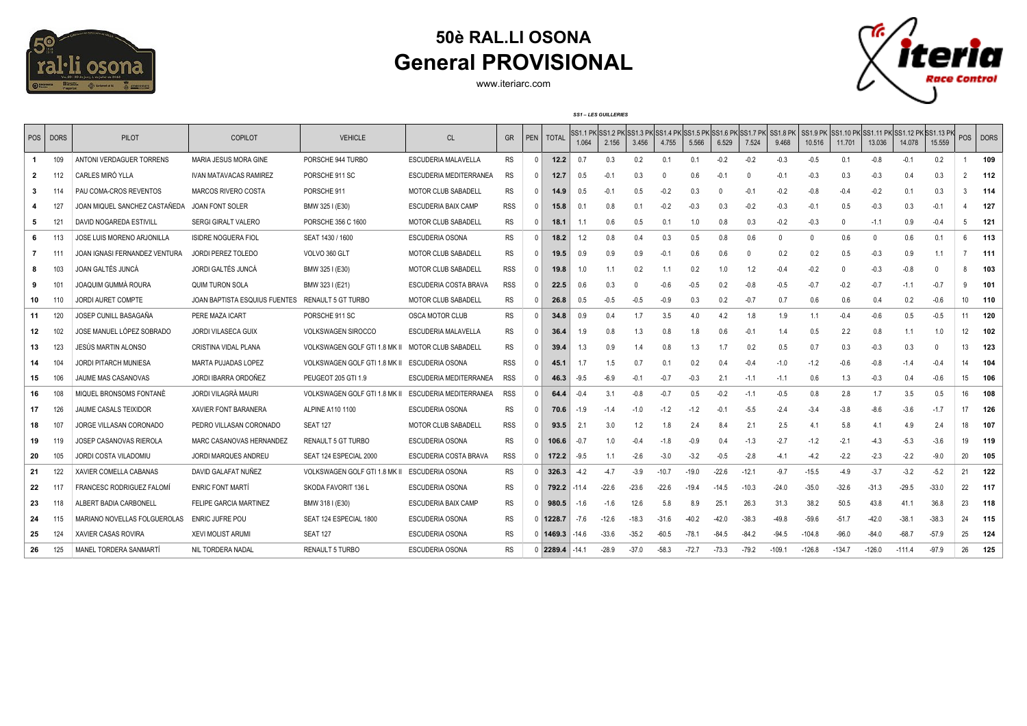# 50è RAL.LI OSONA
## General PROVISIONAL

www.iteriarc.com

***SS1 – LES GUILLERIES***

| POS | DORS | PILOT | COPILOT | VEHICLE | CL | GR | PEN | TOTAL | SS1.1 PK 1.064 | SS1.2 PK 2.156 | SS1.3 PK 3.456 | SS1.4 PK 4.755 | SS1.5 PK 5.566 | SS1.6 PK 6.529 | SS1.7 PK 7.524 | SS1.8 PK 9.468 | SS1.9 PK 10.516 | SS1.10 PK 11.701 | SS1.11 PK 13.036 | SS1.12 PK 14.078 | SS1.13 PK 15.559 | POS | DORS |
|---|---|---|---|---|---|---|---|---|---|---|---|---|---|---|---|---|---|---|---|---|---|---|---|
| **1** | 109 | ANTONI VERDAGUER TORRENS | MARIA JESUS MORA GINE | PORSCHE 944 TURBO | ESCUDERIA MALAVELLA | RS | 0 | **12.2** | 0.7 | 0.3 | 0.2 | 0.1 | 0.1 | -0.2 | -0.2 | -0.3 | -0.5 | 0.1 | -0.8 | -0.1 | 0.2 | 1 | **109** |
| **2** | 112 | CARLES MIRÓ YLLA | IVAN MATAVACAS RAMIREZ | PORSCHE 911 SC | ESCUDERIA MEDITERRANEA | RS | 0 | **12.7** | 0.5 | -0.1 | 0.3 | 0 | 0.6 | -0.1 | 0 | -0.1 | -0.3 | 0.3 | -0.3 | 0.4 | 0.3 | 2 | **112** |
| **3** | 114 | PAU COMA-CROS REVENTOS | MARCOS RIVERO COSTA | PORSCHE 911 | MOTOR CLUB SABADELL | RS | 0 | **14.9** | 0.5 | -0.1 | 0.5 | -0.2 | 0.3 | 0 | -0.1 | -0.2 | -0.8 | -0.4 | -0.2 | 0.1 | 0.3 | 3 | **114** |
| **4** | 127 | JOAN MIQUEL SANCHEZ CASTAÑEDA | JOAN FONT SOLER | BMW 325 I (E30) | ESCUDERIA BAIX CAMP | RSS | 0 | **15.8** | 0.1 | 0.8 | 0.1 | -0.2 | -0.3 | 0.3 | -0.2 | -0.3 | -0.1 | 0.5 | -0.3 | 0.3 | -0.1 | 4 | **127** |
| **5** | 121 | DAVID NOGAREDA ESTIVILL | SERGI GIRALT VALERO | PORSCHE 356 C 1600 | MOTOR CLUB SABADELL | RS | 0 | **18.1** | 1.1 | 0.6 | 0.5 | 0.1 | 1.0 | 0.8 | 0.3 | -0.2 | -0.3 | 0 | -1.1 | 0.9 | -0.4 | 5 | **121** |
| **6** | 113 | JOSE LUIS MORENO ARJONILLA | ISIDRE NOGUERA FIOL | SEAT 1430 / 1600 | ESCUDERIA OSONA | RS | 0 | **18.2** | 1.2 | 0.8 | 0.4 | 0.3 | 0.5 | 0.8 | 0.6 | 0 | 0 | 0.6 | 0 | 0.6 | 0.1 | 6 | **113** |
| **7** | 111 | JOAN IGNASI FERNANDEZ VENTURA | JORDI PEREZ TOLEDO | VOLVO 360 GLT | MOTOR CLUB SABADELL | RS | 0 | **19.5** | 0.9 | 0.9 | 0.9 | -0.1 | 0.6 | 0.6 | 0 | 0.2 | 0.2 | 0.5 | -0.3 | 0.9 | 1.1 | 7 | **111** |
| **8** | 103 | JOAN GALTÉS JUNCÀ | JORDI GALTÉS JUNCÀ | BMW 325 I (E30) | MOTOR CLUB SABADELL | RSS | 0 | **19.8** | 1.0 | 1.1 | 0.2 | 1.1 | 0.2 | 1.0 | 1.2 | -0.4 | -0.2 | 0 | -0.3 | -0.8 | 0 | 8 | **103** |
| **9** | 101 | JOAQUIM GUMMÀ ROURA | QUIM TURON SOLA | BMW 323 I (E21) | ESCUDERIA COSTA BRAVA | RSS | 0 | **22.5** | 0.6 | 0.3 | 0 | -0.6 | -0.5 | 0.2 | -0.8 | -0.5 | -0.7 | -0.2 | -0.7 | -1.1 | -0.7 | 9 | **101** |
| **10** | 110 | JORDI AURET COMPTE | JOAN BAPTISTA ESQUIUS FUENTES | RENAULT 5 GT TURBO | MOTOR CLUB SABADELL | RS | 0 | **26.8** | 0.5 | -0.5 | -0.5 | -0.9 | 0.3 | 0.2 | -0.7 | 0.7 | 0.6 | 0.6 | 0.4 | 0.2 | -0.6 | 10 | **110** |
| **11** | 120 | JOSEP CUNILL BASAGAÑA | PERE MAZA ICART | PORSCHE 911 SC | OSCA MOTOR CLUB | RS | 0 | **34.8** | 0.9 | 0.4 | 1.7 | 3.5 | 4.0 | 4.2 | 1.8 | 1.9 | 1.1 | -0.4 | -0.6 | 0.5 | -0.5 | 11 | **120** |
| **12** | 102 | JOSE MANUEL LÓPEZ SOBRADO | JORDI VILASECA GUIX | VOLKSWAGEN SIROCCO | ESCUDERIA MALAVELLA | RS | 0 | **36.4** | 1.9 | 0.8 | 1.3 | 0.8 | 1.8 | 0.6 | -0.1 | 1.4 | 0.5 | 2.2 | 0.8 | 1.1 | 1.0 | 12 | **102** |
| **13** | 123 | JESÚS MARTIN ALONSO | CRISTINA VIDAL PLANA | VOLKSWAGEN GOLF GTI 1.8 MK II | MOTOR CLUB SABADELL | RS | 0 | **39.4** | 1.3 | 0.9 | 1.4 | 0.8 | 1.3 | 1.7 | 0.2 | 0.5 | 0.7 | 0.3 | -0.3 | 0.3 | 0 | 13 | **123** |
| **14** | 104 | JORDI PITARCH MUNIESA | MARTA PUJADAS LOPEZ | VOLKSWAGEN GOLF GTI 1.8 MK II | ESCUDERIA OSONA | RSS | 0 | **45.1** | 1.7 | 1.5 | 0.7 | 0.1 | 0.2 | 0.4 | -0.4 | -1.0 | -1.2 | -0.6 | -0.8 | -1.4 | -0.4 | 14 | **104** |
| **15** | 106 | JAUME MAS CASANOVAS | JORDI IBARRA ORDOÑEZ | PEUGEOT 205 GTI 1.9 | ESCUDERIA MEDITERRANEA | RSS | 0 | **46.3** | -9.5 | -6.9 | -0.1 | -0.7 | -0.3 | 2.1 | -1.1 | -1.1 | 0.6 | 1.3 | -0.3 | 0.4 | -0.6 | 15 | **106** |
| **16** | 108 | MIQUEL BRONSOMS FONTANÉ | JORDI VILAGRÀ MAURI | VOLKSWAGEN GOLF GTI 1.8 MK II | ESCUDERIA MEDITERRANEA | RSS | 0 | **64.4** | -0.4 | 3.1 | -0.8 | -0.7 | 0.5 | -0.2 | -1.1 | -0.5 | 0.8 | 2.8 | 1.7 | 3.5 | 0.5 | 16 | **108** |
| **17** | 126 | JAUME CASALS TEIXIDOR | XAVIER FONT BARANERA | ALPINE A110 1100 | ESCUDERIA OSONA | RS | 0 | **70.6** | -1.9 | -1.4 | -1.0 | -1.2 | -1.2 | -0.1 | -5.5 | -2.4 | -3.4 | -3.8 | -8.6 | -3.6 | -1.7 | 17 | **126** |
| **18** | 107 | JORGE VILLASAN CORONADO | PEDRO VILLASAN CORONADO | SEAT 127 | MOTOR CLUB SABADELL | RSS | 0 | **93.5** | 2.1 | 3.0 | 1.2 | 1.8 | 2.4 | 8.4 | 2.1 | 2.5 | 4.1 | 5.8 | 4.1 | 4.9 | 2.4 | 18 | **107** |
| **19** | 119 | JOSEP CASANOVAS RIEROLA | MARC CASANOVAS HERNANDEZ | RENAULT 5 GT TURBO | ESCUDERIA OSONA | RS | 0 | **106.6** | -0.7 | 1.0 | -0.4 | -1.8 | -0.9 | 0.4 | -1.3 | -2.7 | -1.2 | -2.1 | -4.3 | -5.3 | -3.6 | 19 | **119** |
| **20** | 105 | JORDI COSTA VILADOMIU | JORDI MARQUES ANDREU | SEAT 124 ESPECIAL 2000 | ESCUDERIA COSTA BRAVA | RSS | 0 | **172.2** | -9.5 | 1.1 | -2.6 | -3.0 | -3.2 | -0.5 | -2.8 | -4.1 | -4.2 | -2.2 | -2.3 | -2.2 | -9.0 | 20 | **105** |
| **21** | 122 | XAVIER COMELLA CABANAS | DAVID GALAFAT NUÑEZ | VOLKSWAGEN GOLF GTI 1.8 MK II | ESCUDERIA OSONA | RS | 0 | **326.3** | -4.2 | -4.7 | -3.9 | -10.7 | -19.0 | -22.6 | -12.1 | -9.7 | -15.5 | -4.9 | -3.7 | -3.2 | -5.2 | 21 | **122** |
| **22** | 117 | FRANCESC RODRIGUEZ FALOMÍ | ENRIC FONT MARTÍ | SKODA FAVORIT 136 L | ESCUDERIA OSONA | RS | 0 | **792.2** | -11.4 | -22.6 | -23.6 | -22.6 | -19.4 | -14.5 | -10.3 | -24.0 | -35.0 | -32.6 | -31.3 | -29.5 | -33.0 | 22 | **117** |
| **23** | 118 | ALBERT BADIA CARBONELL | FELIPE GARCIA MARTINEZ | BMW 318 I (E30) | ESCUDERIA BAIX CAMP | RS | 0 | **980.5** | -1.6 | -1.6 | 12.6 | 5.8 | 8.9 | 25.1 | 26.3 | 31.3 | 38.2 | 50.5 | 43.8 | 41.1 | 36.8 | 23 | **118** |
| **24** | 115 | MARIANO NOVELLAS FOLGUEROLAS | ENRIC JUFRE POU | SEAT 124 ESPECIAL 1800 | ESCUDERIA OSONA | RS | 0 | **1228.7** | -7.6 | -12.6 | -18.3 | -31.6 | -40.2 | -42.0 | -38.3 | -49.8 | -59.6 | -51.7 | -42.0 | -38.1 | -38.3 | 24 | **115** |
| **25** | 124 | XAVIER CASAS ROVIRA | XEVI MOLIST ARUMI | SEAT 127 | ESCUDERIA OSONA | RS | 0 | **1469.3** | -14.6 | -33.6 | -35.2 | -60.5 | -78.1 | -84.5 | -84.2 | -94.5 | -104.8 | -96.0 | -84.0 | -68.7 | -57.9 | 25 | **124** |
| **26** | 125 | MANEL TORDERA SANMARTÍ | NIL TORDERA NADAL | RENAULT 5 TURBO | ESCUDERIA OSONA | RS | 0 | **2289.4** | -14.1 | -28.9 | -37.0 | -58.3 | -72.7 | -73.3 | -79.2 | -109.1 | -126.8 | -134.7 | -126.0 | -111.4 | -97.9 | 26 | **125** |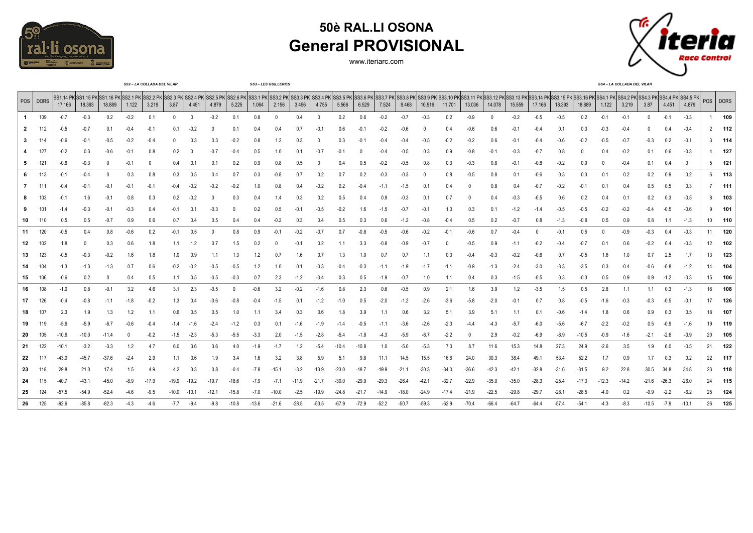# 50è RAL.LI OSONA

## General PROVISIONAL

www.iteriarc.com

| POS | DORS | SS1.14 PK 17.166 | SS1.15 PK 18.393 | SS1.16 PK 18.889 | SS2 – LA COLLADA DEL VILAR SS2.1 PK 1.122 | SS2.2 PK 3.219 | SS2.3 PK 3.87 | SS2.4 PK 4.451 | SS2.5 PK 4.879 | SS2.6 PK 5.225 | SS3 – LES GUILLERIES SS3.1 PK 1.064 | SS3.2 PK 2.156 | SS3.3 PK 3.456 | SS3.4 PK 4.755 | SS3.5 PK 5.566 | SS3.6 PK 6.529 | SS3.7 PK 7.524 | SS3.8 PK 9.468 | SS3.9 PK 10.516 | SS3.10 PK 11.701 | SS3.11 PK 13.036 | SS3.12 PK 14.078 | SS3.13 PK 15.559 | SS3.14 PK 17.166 | SS3.15 PK 18.393 | SS3.16 PK 18.889 | SS4 – LA COLLADA DEL VILAR SS4.1 PK 1.122 | SS4.2 PK 3.219 | SS4.3 PK 3.87 | SS4.4 PK 4.451 | SS4.5 PK 4.879 | POS | DORS |
|---|---|---|---|---|---|---|---|---|---|---|---|---|---|---|---|---|---|---|---|---|---|---|---|---|---|---|---|---|---|---|---|---|---|
| 1 | 109 | -0.7 | -0.3 | 0.2 | -0.2 | 0.1 | 0 | 0 | -0.2 | 0.1 | 0.8 | 0 | 0.4 | 0 | 0.2 | 0.6 | -0.2 | -0.7 | -0.3 | 0.2 | -0.9 | 0 | -0.2 | -0.5 | -0.5 | 0.2 | -0.1 | -0.1 | 0 | -0.1 | -0.3 | 1 | 109 |
| 2 | 112 | -0.5 | -0.7 | 0.1 | -0.4 | -0.1 | 0.1 | -0.2 | 0 | 0.1 | 0.4 | 0.4 | 0.7 | -0.1 | 0.6 | -0.1 | -0.2 | -0.6 | 0 | 0.4 | -0.6 | 0.6 | -0.1 | -0.4 | 0.1 | 0.3 | -0.3 | -0.4 | 0 | 0.4 | -0.4 | 2 | 112 |
| 3 | 114 | -0.6 | -0.1 | -0.5 | -0.2 | -0.4 | 0 | 0.3 | 0.3 | -0.2 | 0.8 | 1.2 | 0.3 | 0 | 0.3 | -0.1 | -0.4 | -0.4 | -0.5 | -0.2 | -0.2 | 0.6 | -0.1 | -0.4 | -0.6 | -0.2 | -0.5 | -0.7 | -0.3 | 0.2 | -0.1 | 3 | 114 |
| 4 | 127 | -0.2 | 0.3 | -0.6 | -0.1 | 0.8 | 0.2 | 0 | -0.7 | -0.4 | 0.5 | 1.0 | 0.1 | -0.7 | -0.1 | 0 | -0.4 | -0.5 | 0.3 | 0.9 | -0.8 | -0.1 | -0.3 | -0.7 | 0.8 | 0 | 0.4 | -0.2 | 0.1 | 0.6 | -0.3 | 4 | 127 |
| 5 | 121 | -0.6 | -0.3 | 0 | -0.1 | 0 | 0.4 | 0.1 | 0.1 | 0.2 | 0.9 | 0.8 | 0.5 | 0 | 0.4 | 0.5 | -0.2 | -0.5 | 0.8 | 0.3 | -0.3 | 0.8 | -0.1 | -0.8 | -0.2 | 0.9 | 0 | -0.4 | 0.1 | 0.4 | 0 | 5 | 121 |
| 6 | 113 | -0.1 | -0.4 | 0 | 0.3 | 0.8 | 0.3 | 0.5 | 0.4 | 0.7 | 0.3 | -0.8 | 0.7 | 0.2 | 0.7 | 0.2 | -0.3 | -0.3 | 0 | 0.8 | -0.5 | 0.8 | 0.1 | -0.6 | 0.3 | 0.3 | 0.1 | 0.2 | 0.2 | 0.9 | 0.2 | 6 | 113 |
| 7 | 111 | -0.4 | -0.1 | -0.1 | -0.1 | -0.1 | -0.4 | -0.2 | -0.2 | -0.2 | 1.0 | 0.8 | 0.4 | -0.2 | 0.2 | -0.4 | -1.1 | -1.5 | 0.1 | 0.4 | 0 | 0.8 | 0.4 | -0.7 | -0.2 | -0.1 | 0.1 | 0.4 | 0.5 | 0.5 | 0.3 | 7 | 111 |
| 8 | 103 | -0.1 | 1.6 | -0.1 | 0.8 | 0.3 | 0.2 | -0.2 | 0 | 0.3 | 0.4 | 1.4 | 0.3 | 0.2 | 0.5 | 0.4 | 0.9 | -0.3 | 0.1 | 0.7 | 0 | 0.4 | -0.3 | -0.5 | 0.6 | 0.2 | 0.4 | 0.1 | 0.2 | 0.3 | -0.5 | 8 | 103 |
| 9 | 101 | -1.4 | -0.3 | -0.1 | -0.3 | 0.4 | -0.1 | 0.1 | -0.3 | 0 | 0.2 | 0.5 | -0.1 | -0.5 | -0.2 | 1.6 | -1.5 | -0.7 | -0.1 | 1.0 | 0.3 | 0.1 | -1.2 | -1.4 | -0.5 | -0.5 | -0.2 | -0.2 | -0.4 | -0.5 | -0.6 | 9 | 101 |
| 10 | 110 | 0.5 | 0.5 | -0.7 | 0.9 | 0.6 | 0.7 | 0.4 | 0.5 | 0.4 | 0.4 | -0.2 | 0.3 | 0.4 | 0.5 | 0.3 | 0.6 | -1.2 | -0.8 | -0.4 | 0.5 | 0.2 | -0.7 | 0.8 | -1.3 | -0.8 | 0.5 | 0.9 | 0.8 | 1.1 | -1.3 | 10 | 110 |
| 11 | 120 | -0.5 | 0.4 | 0.8 | -0.6 | 0.2 | -0.1 | 0.5 | 0 | 0.8 | 0.9 | -0.1 | -0.2 | -0.7 | 0.7 | -0.8 | -0.5 | -0.6 | -0.2 | -0.1 | -0.6 | 0.7 | -0.4 | 0 | -0.1 | 0.5 | 0 | -0.9 | -0.3 | 0.4 | -0.3 | 11 | 120 |
| 12 | 102 | 1.8 | 0 | 0.3 | 0.6 | 1.8 | 1.1 | 1.2 | 0.7 | 1.5 | 0.2 | 0 | -0.1 | 0.2 | 1.1 | 3.3 | -0.8 | -0.9 | -0.7 | 0 | -0.5 | 0.9 | -1.1 | -0.2 | -0.4 | -0.7 | 0.1 | 0.6 | -0.2 | 0.4 | -0.3 | 12 | 102 |
| 13 | 123 | -0.5 | -0.3 | -0.2 | 1.6 | 1.8 | 1.0 | 0.9 | 1.1 | 1.3 | 1.2 | 0.7 | 1.6 | 0.7 | 1.3 | 1.0 | 0.7 | 0.7 | 1.1 | 0.3 | -0.4 | -0.3 | -0.2 | -0.6 | 0.7 | -0.5 | 1.6 | 1.0 | 0.7 | 2.5 | 1.7 | 13 | 123 |
| 14 | 104 | -1.3 | -1.3 | -1.3 | 0.7 | 0.6 | -0.2 | -0.2 | -0.5 | -0.5 | 1.2 | 1.0 | 0.1 | -0.3 | -0.4 | -0.3 | -1.1 | -1.9 | -1.7 | -1.1 | -0.9 | -1.3 | -2.4 | -3.0 | -3.3 | -3.5 | 0.3 | -0.4 | -0.6 | -0.8 | -1.2 | 14 | 104 |
| 15 | 106 | -0.6 | 0.2 | 0 | 0.4 | 0.5 | 1.1 | 0.5 | -0.5 | -0.3 | 0.7 | 2.3 | -1.2 | -0.4 | 0.3 | 0.5 | -1.9 | -0.7 | 1.0 | 1.1 | 0.4 | 0.3 | -1.5 | -0.5 | 0.3 | -0.3 | 0.5 | 0.9 | 0.9 | -1.2 | -0.3 | 15 | 106 |
| 16 | 108 | -1.0 | 0.8 | -0.1 | 3.2 | 4.6 | 3.1 | 2.3 | -0.5 | 0 | -0.6 | 3.2 | -0.2 | -1.6 | 0.8 | 2.3 | 0.6 | -0.5 | 0.9 | 2.1 | 1.6 | 3.9 | 1.2 | -3.5 | 1.5 | 0.5 | 2.8 | 1.1 | 1.1 | 0.3 | -1.3 | 16 | 108 |
| 17 | 126 | -0.4 | -0.8 | -1.1 | -1.8 | -0.2 | 1.3 | 0.4 | -0.6 | -0.8 | -0.4 | -1.5 | 0.1 | -1.2 | -1.0 | 0.5 | -2.0 | -1.2 | -2.6 | -3.6 | -5.8 | -2.0 | -0.1 | 0.7 | 0.8 | -0.5 | -1.6 | -0.3 | -0.3 | -0.5 | -0.1 | 17 | 126 |
| 18 | 107 | 2.3 | 1.9 | 1.3 | 1.2 | 1.1 | 0.6 | 0.5 | 0.5 | 1.0 | 1.1 | 3.4 | 0.3 | 0.6 | 1.8 | 3.9 | 1.1 | 0.6 | 3.2 | 5.1 | 3.9 | 5.1 | 1.1 | 0.1 | -0.6 | -1.4 | 1.8 | 0.6 | 0.9 | 0.3 | 0.5 | 18 | 107 |
| 19 | 119 | -5.6 | -5.9 | -6.7 | -0.6 | -0.4 | -1.4 | -1.6 | -2.4 | -1.2 | 0.3 | 0.1 | -1.6 | -1.9 | -1.4 | -0.5 | -1.1 | -3.6 | -2.6 | -2.3 | -4.4 | -4.3 | -5.7 | -6.0 | -5.6 | -6.7 | -2.2 | -0.2 | 0.5 | -0.9 | -1.6 | 19 | 119 |
| 20 | 105 | -10.6 | -10.0 | -11.4 | 0 | -0.2 | -1.5 | -2.3 | -5.3 | -5.5 | -3.3 | 2.0 | -1.5 | -2.8 | -5.4 | -1.8 | -4.3 | -5.9 | -6.7 | -2.2 | 0 | 2.9 | -0.2 | -6.9 | -8.9 | -10.5 | -0.9 | -1.6 | -2.1 | -2.6 | -3.9 | 20 | 105 |
| 21 | 122 | -10.1 | -3.2 | -3.3 | 1.2 | 4.7 | 6.0 | 3.6 | 3.6 | 4.0 | -1.9 | -1.7 | 1.2 | -5.4 | -10.4 | -10.8 | 1.0 | -5.0 | -5.3 | 7.0 | 8.7 | 11.6 | 15.3 | 14.8 | 27.3 | 24.9 | -2.6 | 3.5 | 1.9 | 6.0 | -0.5 | 21 | 122 |
| 22 | 117 | -43.0 | -45.7 | -37.6 | -2.4 | 2.9 | 1.1 | 3.6 | 1.9 | 3.4 | 1.6 | 3.2 | 3.8 | 5.9 | 5.1 | 9.8 | 11.1 | 14.5 | 15.5 | 16.6 | 24.0 | 30.3 | 38.4 | 49.1 | 53.4 | 52.2 | 1.7 | 0.9 | 1.7 | 0.3 | 0.2 | 22 | 117 |
| 23 | 118 | 29.8 | 21.0 | 17.4 | 1.5 | 4.9 | 4.2 | 3.3 | 0.8 | -0.4 | -7.8 | -15.1 | -3.2 | -13.9 | -23.0 | -18.7 | -19.9 | -21.1 | -30.3 | -34.0 | -36.6 | -42.3 | -42.1 | -32.8 | -31.6 | -31.5 | 9.2 | 22.8 | 30.5 | 34.8 | 34.8 | 23 | 118 |
| 24 | 115 | -40.7 | -43.1 | -45.0 | -8.9 | -17.9 | -19.9 | -19.2 | -19.7 | -18.6 | -7.9 | -7.1 | -11.9 | -21.7 | -30.0 | -29.9 | -29.3 | -26.4 | -42.1 | -32.7 | -22.9 | -35.0 | -35.0 | -28.3 | -25.4 | -17.3 | -12.3 | -14.2 | -21.6 | -26.3 | -26.0 | 24 | 115 |
| 25 | 124 | -57.5 | -54.9 | -52.4 | -4.6 | -9.5 | -10.0 | -10.1 | -12.1 | -15.8 | -7.0 | -10.0 | -2.5 | -19.9 | -24.8 | -21.7 | -14.9 | -18.0 | -24.9 | -17.4 | -21.9 | -22.5 | -29.8 | -29.7 | -28.1 | -28.5 | -4.0 | 0.2 | -0.9 | -2.2 | -6.2 | 25 | 124 |
| 26 | 125 | -92.6 | -85.8 | -82.3 | -4.3 | -4.6 | -7.7 | -9.4 | -9.8 | -10.8 | -13.6 | -21.6 | -28.5 | -53.5 | -67.9 | -72.9 | -52.2 | -50.7 | -59.3 | -62.9 | -70.4 | -66.4 | -64.7 | -64.4 | -57.4 | -54.1 | -4.3 | -8.3 | -10.5 | -7.9 | -10.1 | 26 | 125 |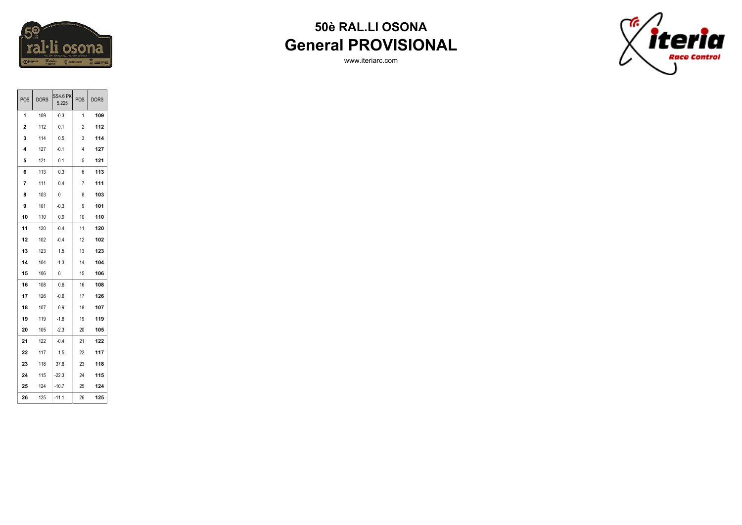# 50è RAL.LI OSONA

## General PROVISIONAL

www.iteriarc.com

| POS | DORS | SS4.6 PK 5.225 | POS | DORS |
|---|---|---|---|---|
| **1** | 109 | -0.3 | 1 | **109** |
| **2** | 112 | 0.1 | 2 | **112** |
| **3** | 114 | 0.5 | 3 | **114** |
| **4** | 127 | -0.1 | 4 | **127** |
| **5** | 121 | 0.1 | 5 | **121** |
| **6** | 113 | 0.3 | 6 | **113** |
| **7** | 111 | 0.4 | 7 | **111** |
| **8** | 103 | 0 | 8 | **103** |
| **9** | 101 | -0.3 | 9 | **101** |
| **10** | 110 | 0.9 | 10 | **110** |
| **11** | 120 | -0.4 | 11 | **120** |
| **12** | 102 | -0.4 | 12 | **102** |
| **13** | 123 | 1.5 | 13 | **123** |
| **14** | 104 | -1.3 | 14 | **104** |
| **15** | 106 | 0 | 15 | **106** |
| **16** | 108 | 0.6 | 16 | **108** |
| **17** | 126 | -0.6 | 17 | **126** |
| **18** | 107 | 0.9 | 18 | **107** |
| **19** | 119 | -1.6 | 19 | **119** |
| **20** | 105 | -2.3 | 20 | **105** |
| **21** | 122 | -0.4 | 21 | **122** |
| **22** | 117 | 1.5 | 22 | **117** |
| **23** | 118 | 37.6 | 23 | **118** |
| **24** | 115 | -22.3 | 24 | **115** |
| **25** | 124 | -10.7 | 25 | **124** |
| **26** | 125 | -11.1 | 26 | **125** |